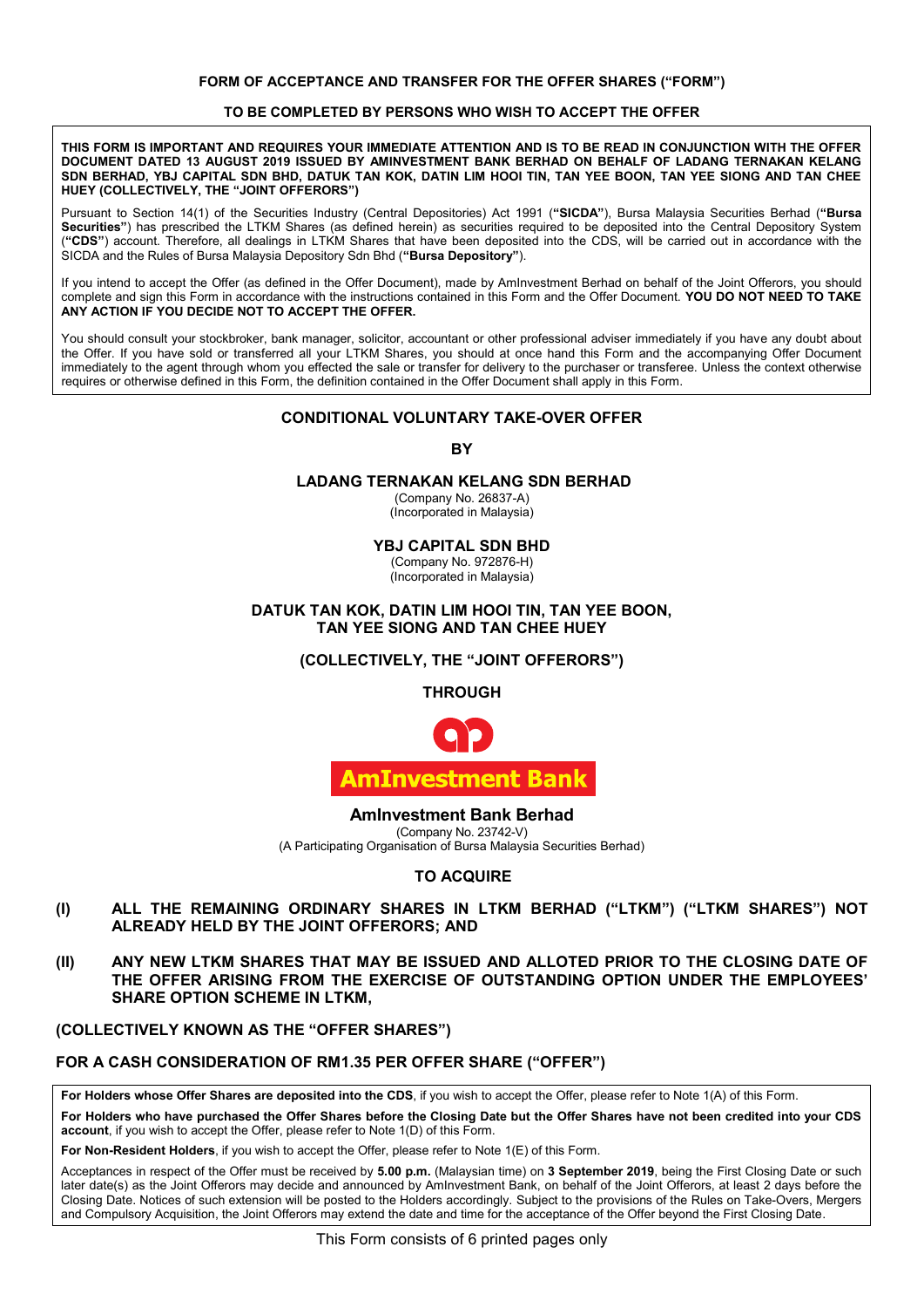**FORM OF ACCEPTANCE AND TRANSFER FOR THE OFFER SHARES ("FORM")**

**TO BE COMPLETED BY PERSONS WHO WISH TO ACCEPT THE OFFER**

**THIS FORM IS IMPORTANT AND REQUIRES YOUR IMMEDIATE ATTENTION AND IS TO BE READ IN CONJUNCTION WITH THE OFFER DOCUMENT DATED 13 AUGUST 2019 ISSUED BY AMINVESTMENT BANK BERHAD ON BEHALF OF LADANG TERNAKAN KELANG SDN BERHAD, YBJ CAPITAL SDN BHD, DATUK TAN KOK, DATIN LIM HOOI TIN, TAN YEE BOON, TAN YEE SIONG AND TAN CHEE HUEY (COLLECTIVELY, THE "JOINT OFFERORS")**

Pursuant to Section 14(1) of the Securities Industry (Central Depositories) Act 1991 (**"SICDA"**), Bursa Malaysia Securities Berhad (**"Bursa Securities"**) has prescribed the LTKM Shares (as defined herein) as securities required to be deposited into the Central Depository System (**"CDS"**) account. Therefore, all dealings in LTKM Shares that have been deposited into the CDS, will be carried out in accordance with the SICDA and the Rules of Bursa Malaysia Depository Sdn Bhd (**"Bursa Depository"**).

If you intend to accept the Offer (as defined in the Offer Document), made by AmInvestment Berhad on behalf of the Joint Offerors, you should complete and sign this Form in accordance with the instructions contained in this Form and the Offer Document. **YOU DO NOT NEED TO TAKE ANY ACTION IF YOU DECIDE NOT TO ACCEPT THE OFFER.**

You should consult your stockbroker, bank manager, solicitor, accountant or other professional adviser immediately if you have any doubt about the Offer. If you have sold or transferred all your LTKM Shares, you should at once hand this Form and the accompanying Offer Document immediately to the agent through whom you effected the sale or transfer for delivery to the purchaser or transferee. Unless the context otherwise requires or otherwise defined in this Form, the definition contained in the Offer Document shall apply in this Form.

## CONDITIONAL VOLUNTARY TAKE-OVER OFFER

**BY**

**LADANG TERNAKAN KELANG SDN BERHAD**
(Company No. 26837-A)
(Incorporated in Malaysia)

**YBJ CAPITAL SDN BHD**
(Company No. 972876-H)
(Incorporated in Malaysia)

**DATUK TAN KOK, DATIN LIM HOOI TIN, TAN YEE BOON, TAN YEE SIONG AND TAN CHEE HUEY**

**(COLLECTIVELY, THE "JOINT OFFERORS")**

**THROUGH**

**AmInvestment Bank**

**AmInvestment Bank Berhad**
(Company No. 23742-V)
(A Participating Organisation of Bursa Malaysia Securities Berhad)

**TO ACQUIRE**

**(I) ALL THE REMAINING ORDINARY SHARES IN LTKM BERHAD ("LTKM") ("LTKM SHARES") NOT ALREADY HELD BY THE JOINT OFFERORS; AND**

**(II) ANY NEW LTKM SHARES THAT MAY BE ISSUED AND ALLOTED PRIOR TO THE CLOSING DATE OF THE OFFER ARISING FROM THE EXERCISE OF OUTSTANDING OPTION UNDER THE EMPLOYEES' SHARE OPTION SCHEME IN LTKM,**

**(COLLECTIVELY KNOWN AS THE "OFFER SHARES")**

**FOR A CASH CONSIDERATION OF RM1.35 PER OFFER SHARE ("OFFER")**

**For Holders whose Offer Shares are deposited into the CDS**, if you wish to accept the Offer, please refer to Note 1(A) of this Form.

**For Holders who have purchased the Offer Shares before the Closing Date but the Offer Shares have not been credited into your CDS account**, if you wish to accept the Offer, please refer to Note 1(D) of this Form.

**For Non-Resident Holders**, if you wish to accept the Offer, please refer to Note 1(E) of this Form.

Acceptances in respect of the Offer must be received by **5.00 p.m.** (Malaysian time) on **3 September 2019**, being the First Closing Date or such later date(s) as the Joint Offerors may decide and announced by AmInvestment Bank, on behalf of the Joint Offerors, at least 2 days before the Closing Date. Notices of such extension will be posted to the Holders accordingly. Subject to the provisions of the Rules on Take-Overs, Mergers and Compulsory Acquisition, the Joint Offerors may extend the date and time for the acceptance of the Offer beyond the First Closing Date.

This Form consists of 6 printed pages only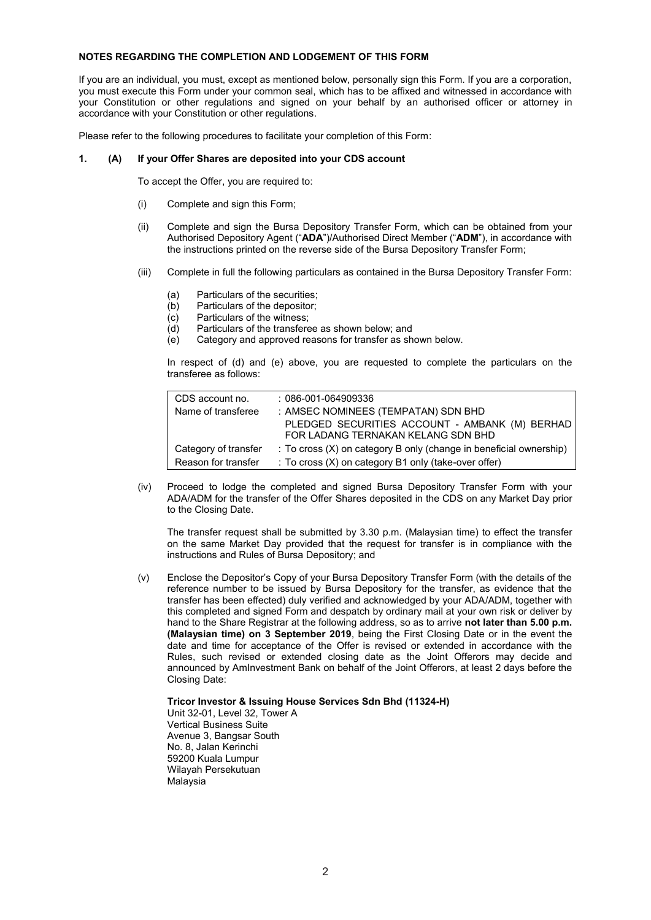**NOTES REGARDING THE COMPLETION AND LODGEMENT OF THIS FORM**

If you are an individual, you must, except as mentioned below, personally sign this Form. If you are a corporation, you must execute this Form under your common seal, which has to be affixed and witnessed in accordance with your Constitution or other regulations and signed on your behalf by an authorised officer or attorney in accordance with your Constitution or other regulations.

Please refer to the following procedures to facilitate your completion of this Form:

**1. (A) If your Offer Shares are deposited into your CDS account**

To accept the Offer, you are required to:

(i) Complete and sign this Form;

(ii) Complete and sign the Bursa Depository Transfer Form, which can be obtained from your Authorised Depository Agent ("**ADA**")/Authorised Direct Member ("**ADM**"), in accordance with the instructions printed on the reverse side of the Bursa Depository Transfer Form;

(iii) Complete in full the following particulars as contained in the Bursa Depository Transfer Form:

(a) Particulars of the securities;
(b) Particulars of the depositor;
(c) Particulars of the witness;
(d) Particulars of the transferee as shown below; and
(e) Category and approved reasons for transfer as shown below.

In respect of (d) and (e) above, you are requested to complete the particulars on the transferee as follows:

| | |
|---|---|
| CDS account no. | : 086-001-064909336 |
| Name of transferee | : AMSEC NOMINEES (TEMPATAN) SDN BHD PLEDGED SECURITIES ACCOUNT - AMBANK (M) BERHAD FOR LADANG TERNAKAN KELANG SDN BHD |
| Category of transfer | : To cross (X) on category B only (change in beneficial ownership) |
| Reason for transfer | : To cross (X) on category B1 only (take-over offer) |

(iv) Proceed to lodge the completed and signed Bursa Depository Transfer Form with your ADA/ADM for the transfer of the Offer Shares deposited in the CDS on any Market Day prior to the Closing Date.

The transfer request shall be submitted by 3.30 p.m. (Malaysian time) to effect the transfer on the same Market Day provided that the request for transfer is in compliance with the instructions and Rules of Bursa Depository; and

(v) Enclose the Depositor's Copy of your Bursa Depository Transfer Form (with the details of the reference number to be issued by Bursa Depository for the transfer, as evidence that the transfer has been effected) duly verified and acknowledged by your ADA/ADM, together with this completed and signed Form and despatch by ordinary mail at your own risk or deliver by hand to the Share Registrar at the following address, so as to arrive **not later than 5.00 p.m. (Malaysian time) on 3 September 2019**, being the First Closing Date or in the event the date and time for acceptance of the Offer is revised or extended in accordance with the Rules, such revised or extended closing date as the Joint Offerors may decide and announced by AmInvestment Bank on behalf of the Joint Offerors, at least 2 days before the Closing Date:

**Tricor Investor & Issuing House Services Sdn Bhd (11324-H)**
Unit 32-01, Level 32, Tower A
Vertical Business Suite
Avenue 3, Bangsar South
No. 8, Jalan Kerinchi
59200 Kuala Lumpur
Wilayah Persekutuan
Malaysia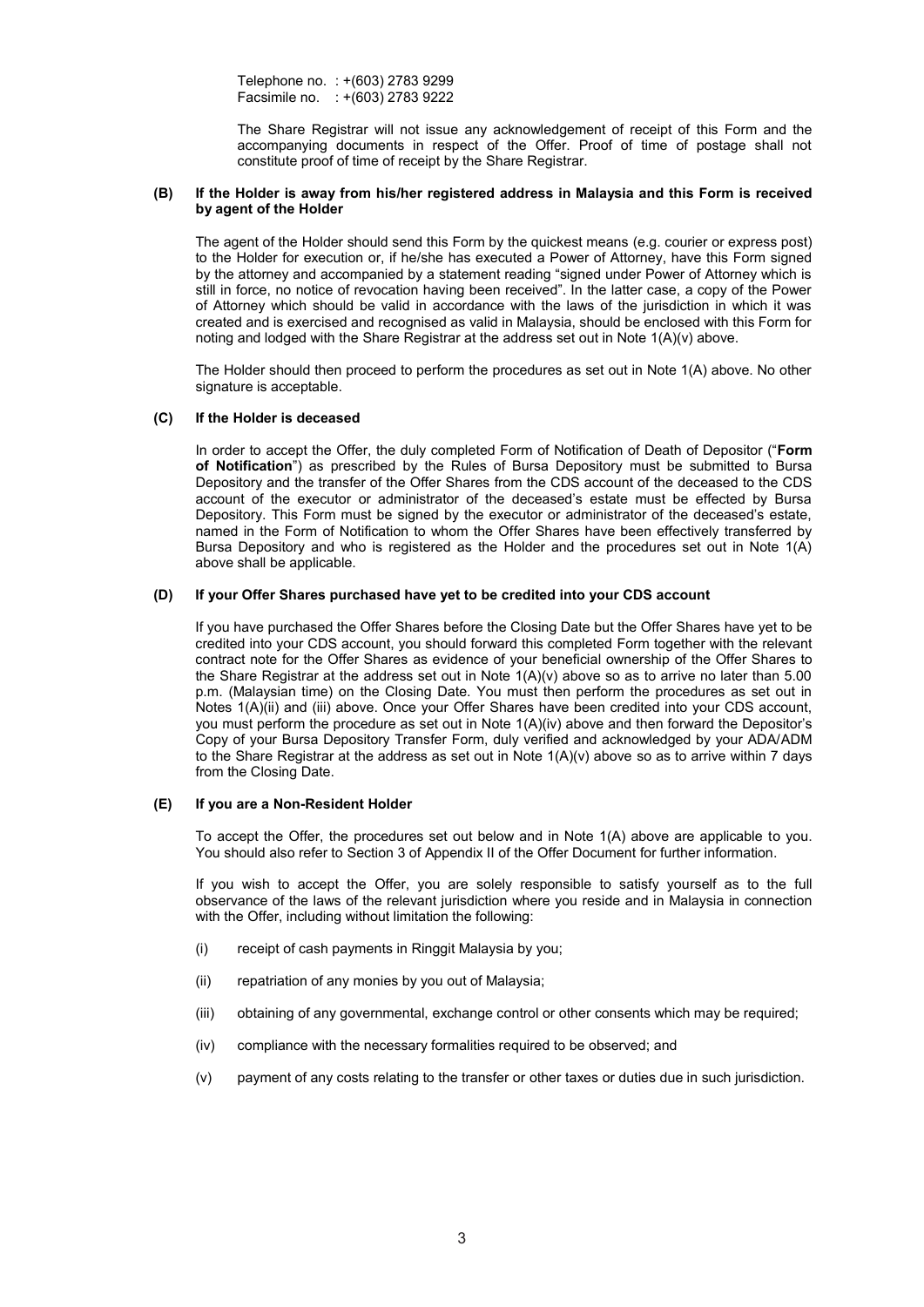Telephone no. : +(603) 2783 9299
Facsimile no. : +(603) 2783 9222

The Share Registrar will not issue any acknowledgement of receipt of this Form and the accompanying documents in respect of the Offer. Proof of time of postage shall not constitute proof of time of receipt by the Share Registrar.

**(B) If the Holder is away from his/her registered address in Malaysia and this Form is received by agent of the Holder**

The agent of the Holder should send this Form by the quickest means (e.g. courier or express post) to the Holder for execution or, if he/she has executed a Power of Attorney, have this Form signed by the attorney and accompanied by a statement reading "signed under Power of Attorney which is still in force, no notice of revocation having been received". In the latter case, a copy of the Power of Attorney which should be valid in accordance with the laws of the jurisdiction in which it was created and is exercised and recognised as valid in Malaysia, should be enclosed with this Form for noting and lodged with the Share Registrar at the address set out in Note 1(A)(v) above.

The Holder should then proceed to perform the procedures as set out in Note 1(A) above. No other signature is acceptable.

**(C) If the Holder is deceased**

In order to accept the Offer, the duly completed Form of Notification of Death of Depositor ("**Form of Notification**") as prescribed by the Rules of Bursa Depository must be submitted to Bursa Depository and the transfer of the Offer Shares from the CDS account of the deceased to the CDS account of the executor or administrator of the deceased's estate must be effected by Bursa Depository. This Form must be signed by the executor or administrator of the deceased's estate, named in the Form of Notification to whom the Offer Shares have been effectively transferred by Bursa Depository and who is registered as the Holder and the procedures set out in Note 1(A) above shall be applicable.

**(D) If your Offer Shares purchased have yet to be credited into your CDS account**

If you have purchased the Offer Shares before the Closing Date but the Offer Shares have yet to be credited into your CDS account, you should forward this completed Form together with the relevant contract note for the Offer Shares as evidence of your beneficial ownership of the Offer Shares to the Share Registrar at the address set out in Note 1(A)(v) above so as to arrive no later than 5.00 p.m. (Malaysian time) on the Closing Date. You must then perform the procedures as set out in Notes 1(A)(ii) and (iii) above. Once your Offer Shares have been credited into your CDS account, you must perform the procedure as set out in Note 1(A)(iv) above and then forward the Depositor's Copy of your Bursa Depository Transfer Form, duly verified and acknowledged by your ADA/ADM to the Share Registrar at the address as set out in Note 1(A)(v) above so as to arrive within 7 days from the Closing Date.

**(E) If you are a Non-Resident Holder**

To accept the Offer, the procedures set out below and in Note 1(A) above are applicable to you. You should also refer to Section 3 of Appendix II of the Offer Document for further information.

If you wish to accept the Offer, you are solely responsible to satisfy yourself as to the full observance of the laws of the relevant jurisdiction where you reside and in Malaysia in connection with the Offer, including without limitation the following:

(i) receipt of cash payments in Ringgit Malaysia by you;

(ii) repatriation of any monies by you out of Malaysia;

(iii) obtaining of any governmental, exchange control or other consents which may be required;

(iv) compliance with the necessary formalities required to be observed; and

(v) payment of any costs relating to the transfer or other taxes or duties due in such jurisdiction.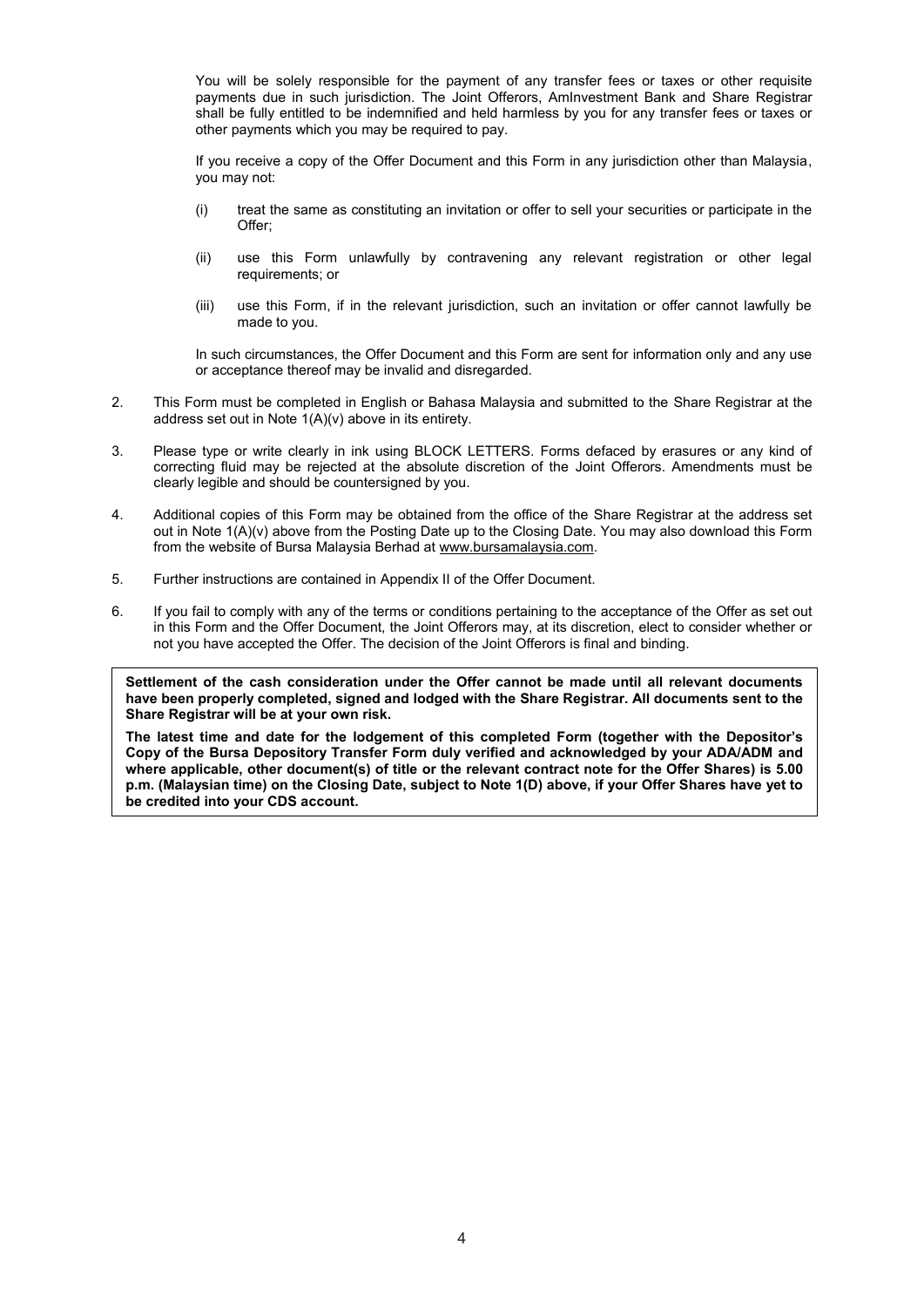You will be solely responsible for the payment of any transfer fees or taxes or other requisite payments due in such jurisdiction. The Joint Offerors, AmInvestment Bank and Share Registrar shall be fully entitled to be indemnified and held harmless by you for any transfer fees or taxes or other payments which you may be required to pay.

If you receive a copy of the Offer Document and this Form in any jurisdiction other than Malaysia, you may not:

(i) treat the same as constituting an invitation or offer to sell your securities or participate in the Offer;

(ii) use this Form unlawfully by contravening any relevant registration or other legal requirements; or

(iii) use this Form, if in the relevant jurisdiction, such an invitation or offer cannot lawfully be made to you.

In such circumstances, the Offer Document and this Form are sent for information only and any use or acceptance thereof may be invalid and disregarded.

2. This Form must be completed in English or Bahasa Malaysia and submitted to the Share Registrar at the address set out in Note 1(A)(v) above in its entirety.

3. Please type or write clearly in ink using BLOCK LETTERS. Forms defaced by erasures or any kind of correcting fluid may be rejected at the absolute discretion of the Joint Offerors. Amendments must be clearly legible and should be countersigned by you.

4. Additional copies of this Form may be obtained from the office of the Share Registrar at the address set out in Note 1(A)(v) above from the Posting Date up to the Closing Date. You may also download this Form from the website of Bursa Malaysia Berhad at www.bursamalaysia.com.

5. Further instructions are contained in Appendix II of the Offer Document.

6. If you fail to comply with any of the terms or conditions pertaining to the acceptance of the Offer as set out in this Form and the Offer Document, the Joint Offerors may, at its discretion, elect to consider whether or not you have accepted the Offer. The decision of the Joint Offerors is final and binding.

**Settlement of the cash consideration under the Offer cannot be made until all relevant documents have been properly completed, signed and lodged with the Share Registrar. All documents sent to the Share Registrar will be at your own risk.**

**The latest time and date for the lodgement of this completed Form (together with the Depositor's Copy of the Bursa Depository Transfer Form duly verified and acknowledged by your ADA/ADM and where applicable, other document(s) of title or the relevant contract note for the Offer Shares) is 5.00 p.m. (Malaysian time) on the Closing Date, subject to Note 1(D) above, if your Offer Shares have yet to be credited into your CDS account.**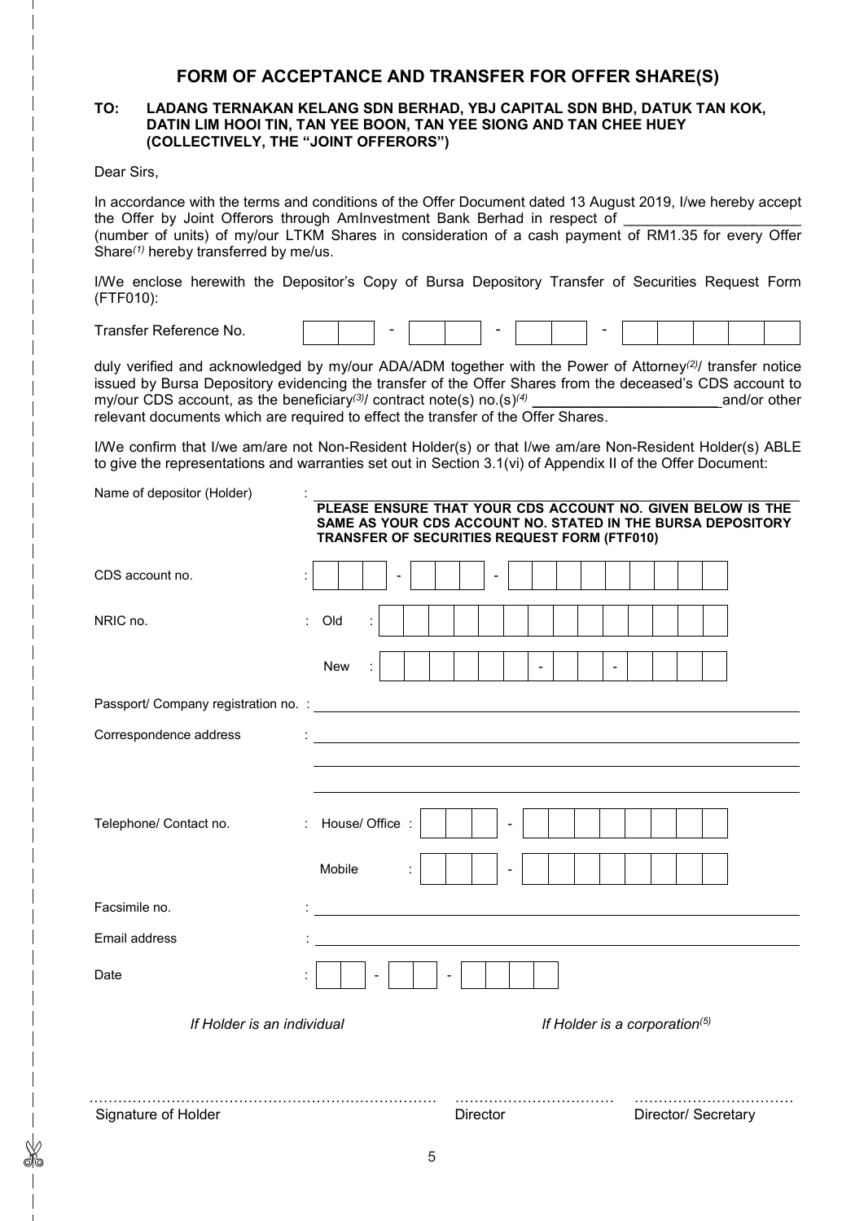# FORM OF ACCEPTANCE AND TRANSFER FOR OFFER SHARE(S)

**TO: LADANG TERNAKAN KELANG SDN BERHAD, YBJ CAPITAL SDN BHD, DATUK TAN KOK, DATIN LIM HOOI TIN, TAN YEE BOON, TAN YEE SIONG AND TAN CHEE HUEY (COLLECTIVELY, THE "JOINT OFFERORS")**

Dear Sirs,

In accordance with the terms and conditions of the Offer Document dated 13 August 2019, I/we hereby accept the Offer by Joint Offerors through AmInvestment Bank Berhad in respect of ______________________ (number of units) of my/our LTKM Shares in consideration of a cash payment of RM1.35 for every Offer Share[(1)] hereby transferred by me/us.

I/We enclose herewith the Depositor's Copy of Bursa Depository Transfer of Securities Request Form (FTF010):

Transfer Reference No. [ ][ ] - [ ][ ] - [ ][ ] - [ ][ ][ ][ ][ ]

duly verified and acknowledged by my/our ADA/ADM together with the Power of Attorney[(2)]/ transfer notice issued by Bursa Depository evidencing the transfer of the Offer Shares from the deceased's CDS account to my/our CDS account, as the beneficiary[(3)]/ contract note(s) no.(s)[(4)] ______________________ and/or other relevant documents which are required to effect the transfer of the Offer Shares.

I/We confirm that I/we am/are not Non-Resident Holder(s) or that I/we am/are Non-Resident Holder(s) ABLE to give the representations and warranties set out in Section 3.1(vi) of Appendix II of the Offer Document:

Name of depositor (Holder) : ______________________

**PLEASE ENSURE THAT YOUR CDS ACCOUNT NO. GIVEN BELOW IS THE SAME AS YOUR CDS ACCOUNT NO. STATED IN THE BURSA DEPOSITORY TRANSFER OF SECURITIES REQUEST FORM (FTF010)**

CDS account no. : [ ][ ][ ] - [ ][ ][ ] - [ ][ ][ ][ ][ ][ ][ ][ ][ ]

NRIC no. : Old : [ ][ ][ ][ ][ ][ ][ ][ ][ ][ ][ ][ ][ ][ ]

New : [ ][ ][ ][ ][ ][ ] - [ ][ ] - [ ][ ][ ][ ]

Passport/ Company registration no. : ______________________

Correspondence address : ______________________

______________________

______________________

Telephone/ Contact no. : House/ Office : [ ][ ][ ] - [ ][ ][ ][ ][ ][ ][ ][ ]

Mobile : [ ][ ][ ] - [ ][ ][ ][ ][ ][ ][ ][ ]

Facsimile no. : ______________________

Email address : ______________________

Date : [ ][ ] - [ ][ ] - [ ][ ][ ][ ]

*If Holder is an individual* *If Holder is a corporation*[(5)]

……………………………………………………… ……………………………… ………………………………

Signature of Holder Director Director/ Secretary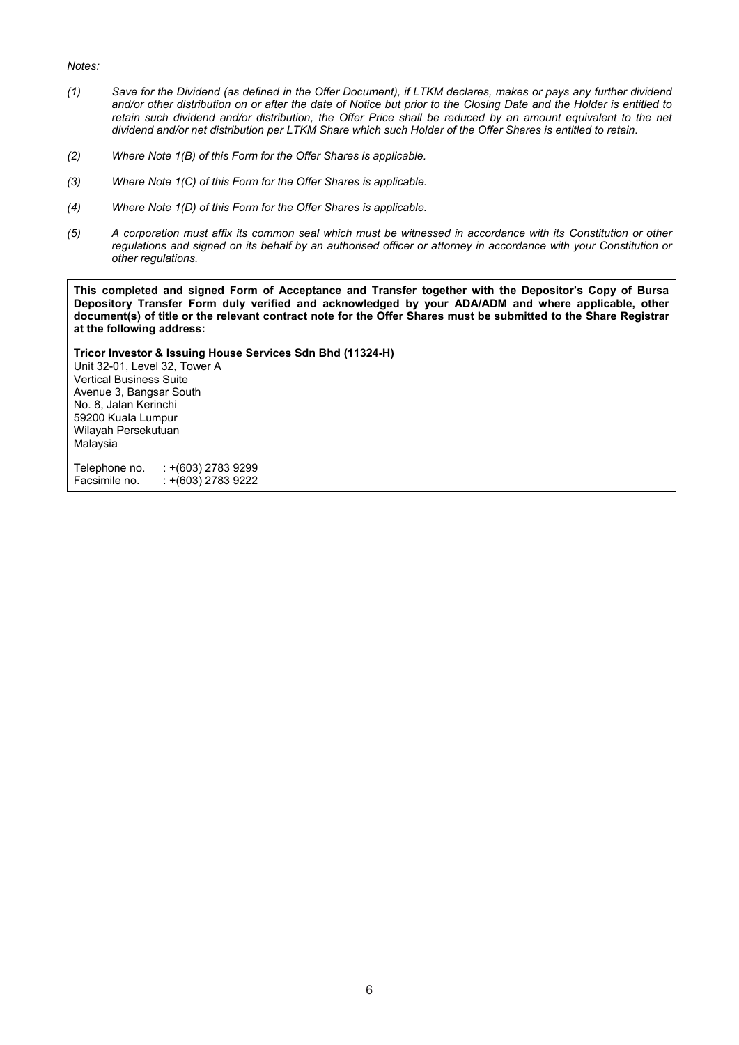*Notes:*

*(1) Save for the Dividend (as defined in the Offer Document), if LTKM declares, makes or pays any further dividend and/or other distribution on or after the date of Notice but prior to the Closing Date and the Holder is entitled to retain such dividend and/or distribution, the Offer Price shall be reduced by an amount equivalent to the net dividend and/or net distribution per LTKM Share which such Holder of the Offer Shares is entitled to retain.*

*(2) Where Note 1(B) of this Form for the Offer Shares is applicable.*

*(3) Where Note 1(C) of this Form for the Offer Shares is applicable.*

*(4) Where Note 1(D) of this Form for the Offer Shares is applicable.*

*(5) A corporation must affix its common seal which must be witnessed in accordance with its Constitution or other regulations and signed on its behalf by an authorised officer or attorney in accordance with your Constitution or other regulations.*

**This completed and signed Form of Acceptance and Transfer together with the Depositor's Copy of Bursa Depository Transfer Form duly verified and acknowledged by your ADA/ADM and where applicable, other document(s) of title or the relevant contract note for the Offer Shares must be submitted to the Share Registrar at the following address:**

**Tricor Investor & Issuing House Services Sdn Bhd (11324-H)**
Unit 32-01, Level 32, Tower A
Vertical Business Suite
Avenue 3, Bangsar South
No. 8, Jalan Kerinchi
59200 Kuala Lumpur
Wilayah Persekutuan
Malaysia

Telephone no. : +(603) 2783 9299
Facsimile no. : +(603) 2783 9222